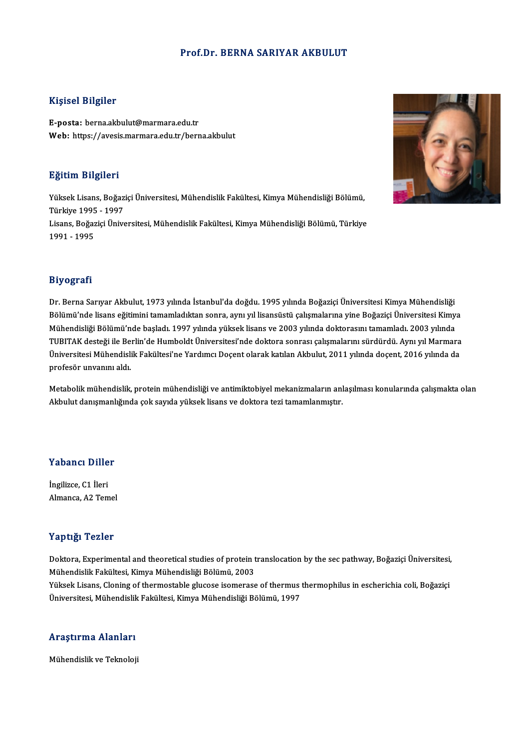# Prof.Dr. BERNA SARIYAR AKBULUT

## Kişisel Bilgiler

**E-posta:** berna.akbulut@marmara.edu.tr
**Web:** https://avesis.marmara.edu.tr/berna.akbulut

## Eğitim Bilgileri

Yüksek Lisans, Boğaziçi Üniversitesi, Mühendislik Fakültesi, Kimya Mühendisliği Bölümü, Türkiye 1995 - 1997
Lisans, Boğaziçi Üniversitesi, Mühendislik Fakültesi, Kimya Mühendisliği Bölümü, Türkiye 1991 - 1995

## Biyografi

Dr. Berna Sarıyar Akbulut, 1973 yılında İstanbul'da doğdu. 1995 yılında Boğaziçi Üniversitesi Kimya Mühendisliği Bölümü'nde lisans eğitimini tamamladıktan sonra, aynı yıl lisansüstü çalışmalarına yine Boğaziçi Üniversitesi Kimya Mühendisliği Bölümü'nde başladı. 1997 yılında yüksek lisans ve 2003 yılında doktorasını tamamladı. 2003 yılında TUBITAK desteği ile Berlin'de Humboldt Üniversitesi'nde doktora sonrası çalışmalarını sürdürdü. Aynı yıl Marmara Üniversitesi Mühendislik Fakültesi'ne Yardımcı Doçent olarak katılan Akbulut, 2011 yılında doçent, 2016 yılında da profesör unvanını aldı.

Metabolik mühendislik, protein mühendisliği ve antimiktobiyel mekanizmaların anlaşılması konularında çalışmakta olan Akbulut danışmanlığında çok sayıda yüksek lisans ve doktora tezi tamamlanmıştır.

## Yabancı Diller

İngilizce, C1 İleri
Almanca, A2 Temel

## Yaptığı Tezler

Doktora, Experimental and theoretical studies of protein translocation by the sec pathway, Boğaziçi Üniversitesi, Mühendislik Fakültesi, Kimya Mühendisliği Bölümü, 2003
Yüksek Lisans, Cloning of thermostable glucose isomerase of thermus thermophilus in escherichia coli, Boğaziçi Üniversitesi, Mühendislik Fakültesi, Kimya Mühendisliği Bölümü, 1997

## Araştırma Alanları

Mühendislik ve Teknoloji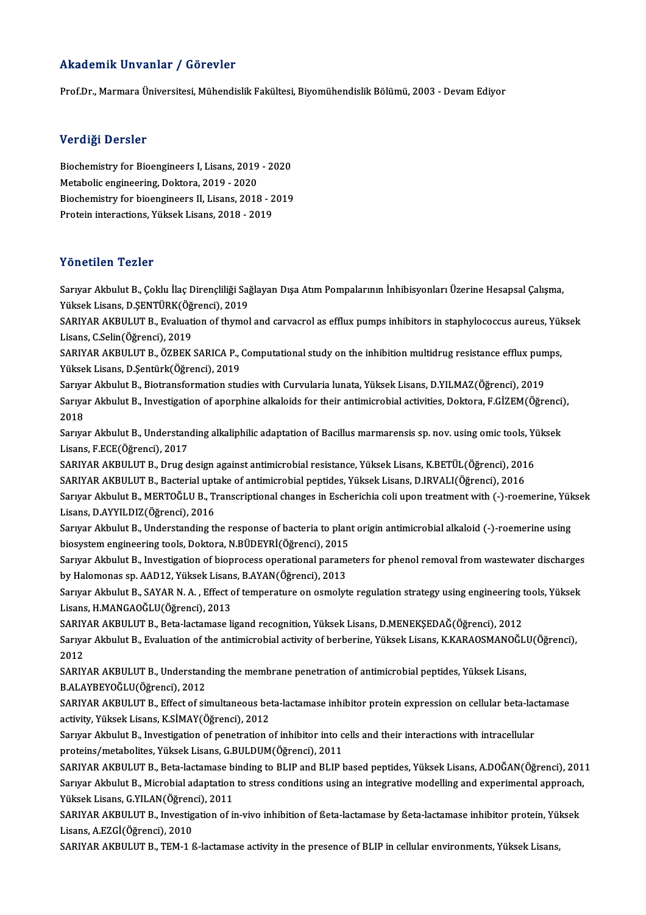## Akademik Unvanlar / Görevler

Prof.Dr., Marmara Üniversitesi, Mühendislik Fakültesi, Biyomühendislik Bölümü, 2003 - Devam Ediyor

## Verdiği Dersler

Biochemistry for Bioengineers I, Lisans, 2019 - 2020
Metabolic engineering, Doktora, 2019 - 2020
Biochemistry for bioengineers II, Lisans, 2018 - 2019
Protein interactions, Yüksek Lisans, 2018 - 2019

## Yönetilen Tezler

Sarıyar Akbulut B., Çoklu İlaç Dirençliliği Sağlayan Dışa Atım Pompalarının İnhibisyonları Üzerine Hesapsal Çalışma, Yüksek Lisans, D.ŞENTÜRK(Öğrenci), 2019

SARIYAR AKBULUT B., Evaluation of thymol and carvacrol as efflux pumps inhibitors in staphylococcus aureus, Yüksek Lisans, C.Selin(Öğrenci), 2019

SARIYAR AKBULUT B., ÖZBEK SARICA P., Computational study on the inhibition multidrug resistance efflux pumps, Yüksek Lisans, D.Şentürk(Öğrenci), 2019

Sarıyar Akbulut B., Biotransformation studies with Curvularia lunata, Yüksek Lisans, D.YILMAZ(Öğrenci), 2019

Sarıyar Akbulut B., Investigation of aporphine alkaloids for their antimicrobial activities, Doktora, F.GİZEM(Öğrenci), 2018

Sarıyar Akbulut B., Understanding alkaliphilic adaptation of Bacillus marmarensis sp. nov. using omic tools, Yüksek Lisans, F.ECE(Öğrenci), 2017

SARIYAR AKBULUT B., Drug design against antimicrobial resistance, Yüksek Lisans, K.BETÜL(Öğrenci), 2016

SARIYAR AKBULUT B., Bacterial uptake of antimicrobial peptides, Yüksek Lisans, D.IRVALI(Öğrenci), 2016

Sarıyar Akbulut B., MERTOĞLU B., Transcriptional changes in Escherichia coli upon treatment with (-)-roemerine, Yüksek Lisans, D.AYYILDIZ(Öğrenci), 2016

Sarıyar Akbulut B., Understanding the response of bacteria to plant origin antimicrobial alkaloid (-)-roemerine using biosystem engineering tools, Doktora, N.BÜDEYRİ(Öğrenci), 2015

Sarıyar Akbulut B., Investigation of bioprocess operational parameters for phenol removal from wastewater discharges by Halomonas sp. AAD12, Yüksek Lisans, B.AYAN(Öğrenci), 2013

Sarıyar Akbulut B., SAYAR N. A. , Effect of temperature on osmolyte regulation strategy using engineering tools, Yüksek Lisans, H.MANGAOĞLU(Öğrenci), 2013

SARIYAR AKBULUT B., Beta-lactamase ligand recognition, Yüksek Lisans, D.MENEKŞEDAĞ(Öğrenci), 2012

Sarıyar Akbulut B., Evaluation of the antimicrobial activity of berberine, Yüksek Lisans, K.KARAOSMANOĞLU(Öğrenci), 2012

SARIYAR AKBULUT B., Understanding the membrane penetration of antimicrobial peptides, Yüksek Lisans, B.ALAYBEYOĞLU(Öğrenci), 2012

SARIYAR AKBULUT B., Effect of simultaneous beta-lactamase inhibitor protein expression on cellular beta-lactamase activity, Yüksek Lisans, K.SİMAY(Öğrenci), 2012

Sarıyar Akbulut B., Investigation of penetration of inhibitor into cells and their interactions with intracellular proteins/metabolites, Yüksek Lisans, G.BULDUM(Öğrenci), 2011

SARIYAR AKBULUT B., Beta-lactamase binding to BLIP and BLIP based peptides, Yüksek Lisans, A.DOĞAN(Öğrenci), 2011

Sarıyar Akbulut B., Microbial adaptation to stress conditions using an integrative modelling and experimental approach, Yüksek Lisans, G.YILAN(Öğrenci), 2011

SARIYAR AKBULUT B., Investigation of in-vivo inhibition of ßeta-lactamase by ßeta-lactamase inhibitor protein, Yüksek Lisans, A.EZGİ(Öğrenci), 2010

SARIYAR AKBULUT B., TEM-1 ß-lactamase activity in the presence of BLIP in cellular environments, Yüksek Lisans,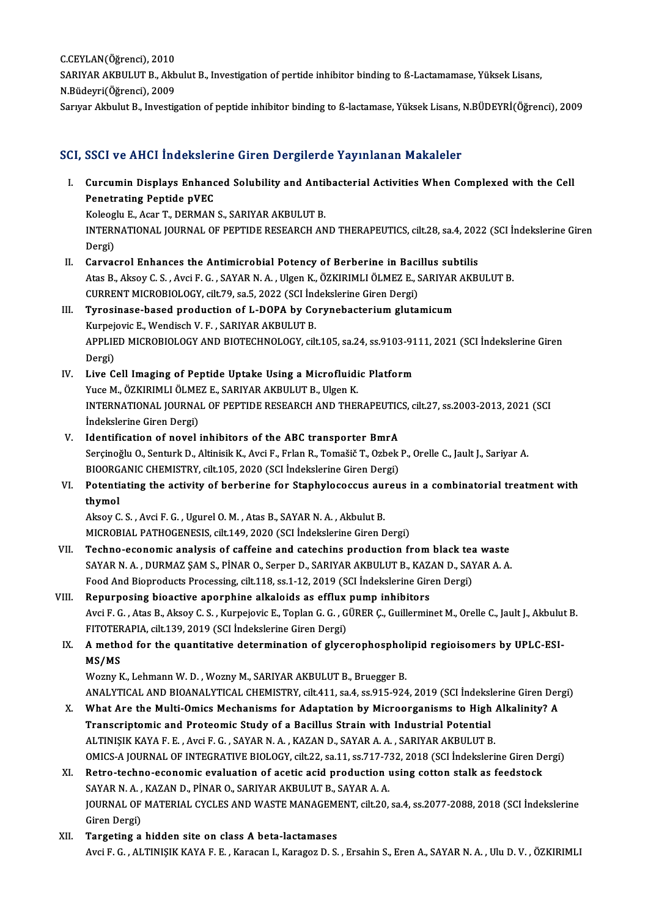C.CEYLAN(Öğrenci), 2010

SARIYAR AKBULUT B., Akbulut B., Investigation of pertide inhibitor binding to ß-Lactamamase, Yüksek Lisans, N.Büdeyri(Öğrenci), 2009

Sarıyar Akbulut B., Investigation of peptide inhibitor binding to ß-lactamase, Yüksek Lisans, N.BÜDEYRİ(Öğrenci), 2009

## SCI, SSCI ve AHCI İndekslerine Giren Dergilerde Yayınlanan Makaleler

I. **Curcumin Displays Enhanced Solubility and Antibacterial Activities When Complexed with the Cell Penetrating Peptide pVEC**
Koleoglu E., Acar T., DERMAN S., SARIYAR AKBULUT B.
INTERNATIONAL JOURNAL OF PEPTIDE RESEARCH AND THERAPEUTICS, cilt.28, sa.4, 2022 (SCI İndekslerine Giren Dergi)

II. **Carvacrol Enhances the Antimicrobial Potency of Berberine in Bacillus subtilis**
Atas B., Aksoy C. S. , Avci F. G. , SAYAR N. A. , Ulgen K., ÖZKIRIMLI ÖLMEZ E., SARIYAR AKBULUT B.
CURRENT MICROBIOLOGY, cilt.79, sa.5, 2022 (SCI İndekslerine Giren Dergi)

III. **Tyrosinase-based production of L-DOPA by Corynebacterium glutamicum**
Kurpejovic E., Wendisch V. F. , SARIYAR AKBULUT B.
APPLIED MICROBIOLOGY AND BIOTECHNOLOGY, cilt.105, sa.24, ss.9103-9111, 2021 (SCI İndekslerine Giren Dergi)

IV. **Live Cell Imaging of Peptide Uptake Using a Microfluidic Platform**
Yuce M., ÖZKIRIMLI ÖLMEZ E., SARIYAR AKBULUT B., Ulgen K.
INTERNATIONAL JOURNAL OF PEPTIDE RESEARCH AND THERAPEUTICS, cilt.27, ss.2003-2013, 2021 (SCI İndekslerine Giren Dergi)

V. **Identification of novel inhibitors of the ABC transporter BmrA**
Serçinoğlu O., Senturk D., Altinisik K., Avci F., Frlan R., Tomašič T., Ozbek P., Orelle C., Jault J., Sariyar A.
BIOORGANIC CHEMISTRY, cilt.105, 2020 (SCI İndekslerine Giren Dergi)

VI. **Potentiating the activity of berberine for Staphylococcus aureus in a combinatorial treatment with thymol**
Aksoy C. S. , Avci F. G. , Ugurel O. M. , Atas B., SAYAR N. A. , Akbulut B.
MICROBIAL PATHOGENESIS, cilt.149, 2020 (SCI İndekslerine Giren Dergi)

VII. **Techno-economic analysis of caffeine and catechins production from black tea waste**
SAYAR N. A. , DURMAZ ŞAM S., PİNAR O., Serper D., SARIYAR AKBULUT B., KAZAN D., SAYAR A. A.
Food And Bioproducts Processing, cilt.118, ss.1-12, 2019 (SCI İndekslerine Giren Dergi)

VIII. **Repurposing bioactive aporphine alkaloids as efflux pump inhibitors**
Avci F. G. , Atas B., Aksoy C. S. , Kurpejovic E., Toplan G. G. , GÜRER Ç., Guillerminet M., Orelle C., Jault J., Akbulut B.
FITOTERAPIA, cilt.139, 2019 (SCI İndekslerine Giren Dergi)

IX. **A method for the quantitative determination of glycerophospholipid regioisomers by UPLC-ESI-MS/MS**
Wozny K., Lehmann W. D. , Wozny M., SARIYAR AKBULUT B., Bruegger B.
ANALYTICAL AND BIOANALYTICAL CHEMISTRY, cilt.411, sa.4, ss.915-924, 2019 (SCI İndekslerine Giren Dergi)

X. **What Are the Multi-Omics Mechanisms for Adaptation by Microorganisms to High Alkalinity? A Transcriptomic and Proteomic Study of a Bacillus Strain with Industrial Potential**
ALTINIŞIK KAYA F. E. , Avci F. G. , SAYAR N. A. , KAZAN D., SAYAR A. A. , SARIYAR AKBULUT B.
OMICS-A JOURNAL OF INTEGRATIVE BIOLOGY, cilt.22, sa.11, ss.717-732, 2018 (SCI İndekslerine Giren Dergi)

XI. **Retro-techno-economic evaluation of acetic acid production using cotton stalk as feedstock**
SAYAR N. A. , KAZAN D., PİNAR O., SARIYAR AKBULUT B., SAYAR A. A.
JOURNAL OF MATERIAL CYCLES AND WASTE MANAGEMENT, cilt.20, sa.4, ss.2077-2088, 2018 (SCI İndekslerine Giren Dergi)

XII. **Targeting a hidden site on class A beta-lactamases**
Avci F. G. , ALTINIŞIK KAYA F. E. , Karacan I., Karagoz D. S. , Ersahin S., Eren A., SAYAR N. A. , Ulu D. V. , ÖZKIRIMLI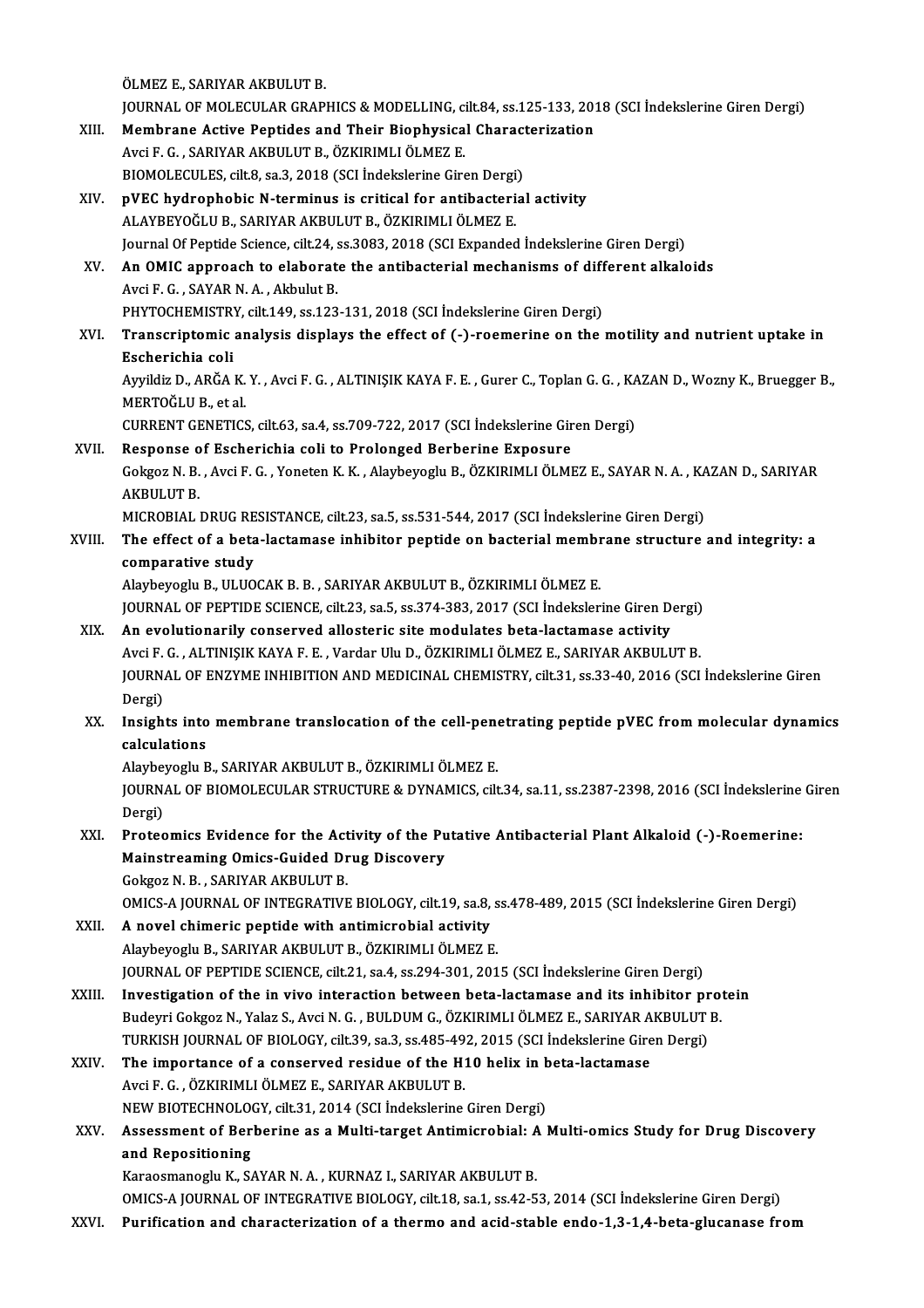ÖLMEZ E., SARIYAR AKBULUT B.
JOURNAL OF MOLECULAR GRAPHICS & MODELLING, cilt.84, ss.125-133, 2018 (SCI İndekslerine Giren Dergi)

XIII. **Membrane Active Peptides and Their Biophysical Characterization**
Avci F. G. , SARIYAR AKBULUT B., ÖZKIRIMLI ÖLMEZ E.
BIOMOLECULES, cilt.8, sa.3, 2018 (SCI İndekslerine Giren Dergi)

XIV. **pVEC hydrophobic N-terminus is critical for antibacterial activity**
ALAYBEYOĞLU B., SARIYAR AKBULUT B., ÖZKIRIMLI ÖLMEZ E.
Journal Of Peptide Science, cilt.24, ss.3083, 2018 (SCI Expanded İndekslerine Giren Dergi)

XV. **An OMIC approach to elaborate the antibacterial mechanisms of different alkaloids**
Avci F. G. , SAYAR N. A. , Akbulut B.
PHYTOCHEMISTRY, cilt.149, ss.123-131, 2018 (SCI İndekslerine Giren Dergi)

XVI. **Transcriptomic analysis displays the effect of (-)-roemerine on the motility and nutrient uptake in Escherichia coli**
Ayyildiz D., ARĞA K. Y. , Avci F. G. , ALTINIŞIK KAYA F. E. , Gurer C., Toplan G. G. , KAZAN D., Wozny K., Bruegger B., MERTOĞLU B., et al.
CURRENT GENETICS, cilt.63, sa.4, ss.709-722, 2017 (SCI İndekslerine Giren Dergi)

XVII. **Response of Escherichia coli to Prolonged Berberine Exposure**
Gokgoz N. B. , Avci F. G. , Yoneten K. K. , Alaybeyoglu B., ÖZKIRIMLI ÖLMEZ E., SAYAR N. A. , KAZAN D., SARIYAR AKBULUT B.
MICROBIAL DRUG RESISTANCE, cilt.23, sa.5, ss.531-544, 2017 (SCI İndekslerine Giren Dergi)

XVIII. **The effect of a beta-lactamase inhibitor peptide on bacterial membrane structure and integrity: a comparative study**
Alaybeyoglu B., ULUOCAK B. B. , SARIYAR AKBULUT B., ÖZKIRIMLI ÖLMEZ E.
JOURNAL OF PEPTIDE SCIENCE, cilt.23, sa.5, ss.374-383, 2017 (SCI İndekslerine Giren Dergi)

XIX. **An evolutionarily conserved allosteric site modulates beta-lactamase activity**
Avci F. G. , ALTINIŞIK KAYA F. E. , Vardar Ulu D., ÖZKIRIMLI ÖLMEZ E., SARIYAR AKBULUT B.
JOURNAL OF ENZYME INHIBITION AND MEDICINAL CHEMISTRY, cilt.31, ss.33-40, 2016 (SCI İndekslerine Giren Dergi)

XX. **Insights into membrane translocation of the cell-penetrating peptide pVEC from molecular dynamics calculations**
Alaybeyoglu B., SARIYAR AKBULUT B., ÖZKIRIMLI ÖLMEZ E.
JOURNAL OF BIOMOLECULAR STRUCTURE & DYNAMICS, cilt.34, sa.11, ss.2387-2398, 2016 (SCI İndekslerine Giren Dergi)

XXI. **Proteomics Evidence for the Activity of the Putative Antibacterial Plant Alkaloid (-)-Roemerine: Mainstreaming Omics-Guided Drug Discovery**
Gokgoz N. B. , SARIYAR AKBULUT B.
OMICS-A JOURNAL OF INTEGRATIVE BIOLOGY, cilt.19, sa.8, ss.478-489, 2015 (SCI İndekslerine Giren Dergi)

XXII. **A novel chimeric peptide with antimicrobial activity**
Alaybeyoglu B., SARIYAR AKBULUT B., ÖZKIRIMLI ÖLMEZ E.
JOURNAL OF PEPTIDE SCIENCE, cilt.21, sa.4, ss.294-301, 2015 (SCI İndekslerine Giren Dergi)

XXIII. **Investigation of the in vivo interaction between beta-lactamase and its inhibitor protein**
Budeyri Gokgoz N., Yalaz S., Avci N. G. , BULDUM G., ÖZKIRIMLI ÖLMEZ E., SARIYAR AKBULUT B.
TURKISH JOURNAL OF BIOLOGY, cilt.39, sa.3, ss.485-492, 2015 (SCI İndekslerine Giren Dergi)

XXIV. **The importance of a conserved residue of the H10 helix in beta-lactamase**
Avci F. G. , ÖZKIRIMLI ÖLMEZ E., SARIYAR AKBULUT B.
NEW BIOTECHNOLOGY, cilt.31, 2014 (SCI İndekslerine Giren Dergi)

XXV. **Assessment of Berberine as a Multi-target Antimicrobial: A Multi-omics Study for Drug Discovery and Repositioning**
Karaosmanoglu K., SAYAR N. A. , KURNAZ I., SARIYAR AKBULUT B.
OMICS-A JOURNAL OF INTEGRATIVE BIOLOGY, cilt.18, sa.1, ss.42-53, 2014 (SCI İndekslerine Giren Dergi)

XXVI. **Purification and characterization of a thermo and acid-stable endo-1,3-1,4-beta-glucanase from**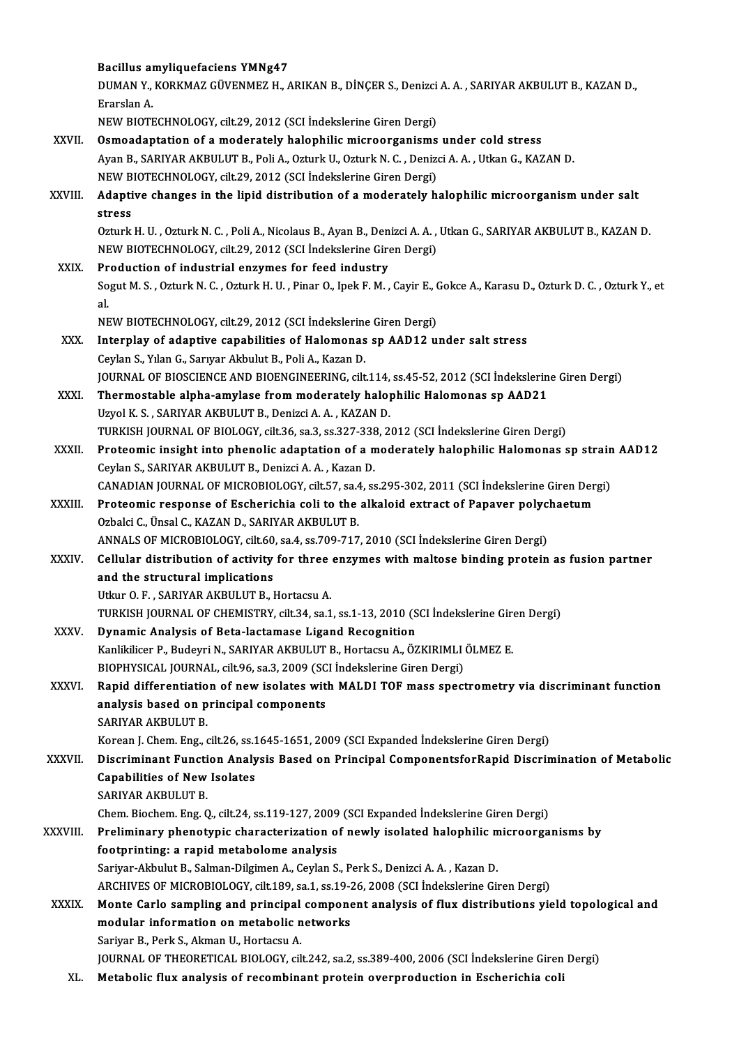Bacillus amyliquefaciens YMNg47
DUMAN Y., KORKMAZ GÜVENMEZ H., ARIKAN B., DİNÇER S., Denizci A. A. , SARIYAR AKBULUT B., KAZAN D., Erarslan A.
NEW BIOTECHNOLOGY, cilt.29, 2012 (SCI İndekslerine Giren Dergi)

XXVII. **Osmoadaptation of a moderately halophilic microorganisms under cold stress**
Ayan B., SARIYAR AKBULUT B., Poli A., Ozturk U., Ozturk N. C. , Denizci A. A. , Utkan G., KAZAN D.
NEW BIOTECHNOLOGY, cilt.29, 2012 (SCI İndekslerine Giren Dergi)

XXVIII. **Adaptive changes in the lipid distribution of a moderately halophilic microorganism under salt stress**
Ozturk H. U. , Ozturk N. C. , Poli A., Nicolaus B., Ayan B., Denizci A. A. , Utkan G., SARIYAR AKBULUT B., KAZAN D.
NEW BIOTECHNOLOGY, cilt.29, 2012 (SCI İndekslerine Giren Dergi)

XXIX. **Production of industrial enzymes for feed industry**
Sogut M. S. , Ozturk N. C. , Ozturk H. U. , Pinar O., Ipek F. M. , Cayir E., Gokce A., Karasu D., Ozturk D. C. , Ozturk Y., et al.
NEW BIOTECHNOLOGY, cilt.29, 2012 (SCI İndekslerine Giren Dergi)

XXX. **Interplay of adaptive capabilities of Halomonas sp AAD12 under salt stress**
Ceylan S., Yılan G., Sarıyar Akbulut B., Poli A., Kazan D.
JOURNAL OF BIOSCIENCE AND BIOENGINEERING, cilt.114, ss.45-52, 2012 (SCI İndekslerine Giren Dergi)

XXXI. **Thermostable alpha-amylase from moderately halophilic Halomonas sp AAD21**
Uzyol K. S. , SARIYAR AKBULUT B., Denizci A. A. , KAZAN D.
TURKISH JOURNAL OF BIOLOGY, cilt.36, sa.3, ss.327-338, 2012 (SCI İndekslerine Giren Dergi)

XXXII. **Proteomic insight into phenolic adaptation of a moderately halophilic Halomonas sp strain AAD12**
Ceylan S., SARIYAR AKBULUT B., Denizci A. A. , Kazan D.
CANADIAN JOURNAL OF MICROBIOLOGY, cilt.57, sa.4, ss.295-302, 2011 (SCI İndekslerine Giren Dergi)

XXXIII. **Proteomic response of Escherichia coli to the alkaloid extract of Papaver polychaetum**
Ozbalci C., Ünsal C., KAZAN D., SARIYAR AKBULUT B.
ANNALS OF MICROBIOLOGY, cilt.60, sa.4, ss.709-717, 2010 (SCI İndekslerine Giren Dergi)

XXXIV. **Cellular distribution of activity for three enzymes with maltose binding protein as fusion partner and the structural implications**
Utkur O. F. , SARIYAR AKBULUT B., Hortacsu A.
TURKISH JOURNAL OF CHEMISTRY, cilt.34, sa.1, ss.1-13, 2010 (SCI İndekslerine Giren Dergi)

XXXV. **Dynamic Analysis of Beta-lactamase Ligand Recognition**
Kanlikilicer P., Budeyri N., SARIYAR AKBULUT B., Hortacsu A., ÖZKIRIMLI ÖLMEZ E.
BIOPHYSICAL JOURNAL, cilt.96, sa.3, 2009 (SCI İndekslerine Giren Dergi)

XXXVI. **Rapid differentiation of new isolates with MALDI TOF mass spectrometry via discriminant function analysis based on principal components**
SARIYAR AKBULUT B.
Korean J. Chem. Eng., cilt.26, ss.1645-1651, 2009 (SCI Expanded İndekslerine Giren Dergi)

XXXVII. **Discriminant Function Analysis Based on Principal ComponentsforRapid Discrimination of Metabolic Capabilities of New Isolates**
SARIYAR AKBULUT B.
Chem. Biochem. Eng. Q., cilt.24, ss.119-127, 2009 (SCI Expanded İndekslerine Giren Dergi)

XXXVIII. **Preliminary phenotypic characterization of newly isolated halophilic microorganisms by footprinting: a rapid metabolome analysis**
Sariyar-Akbulut B., Salman-Dilgimen A., Ceylan S., Perk S., Denizci A. A. , Kazan D.
ARCHIVES OF MICROBIOLOGY, cilt.189, sa.1, ss.19-26, 2008 (SCI İndekslerine Giren Dergi)

XXXIX. **Monte Carlo sampling and principal component analysis of flux distributions yield topological and modular information on metabolic networks**
Sariyar B., Perk S., Akman U., Hortacsu A.
JOURNAL OF THEORETICAL BIOLOGY, cilt.242, sa.2, ss.389-400, 2006 (SCI İndekslerine Giren Dergi)

XL. **Metabolic flux analysis of recombinant protein overproduction in Escherichia coli**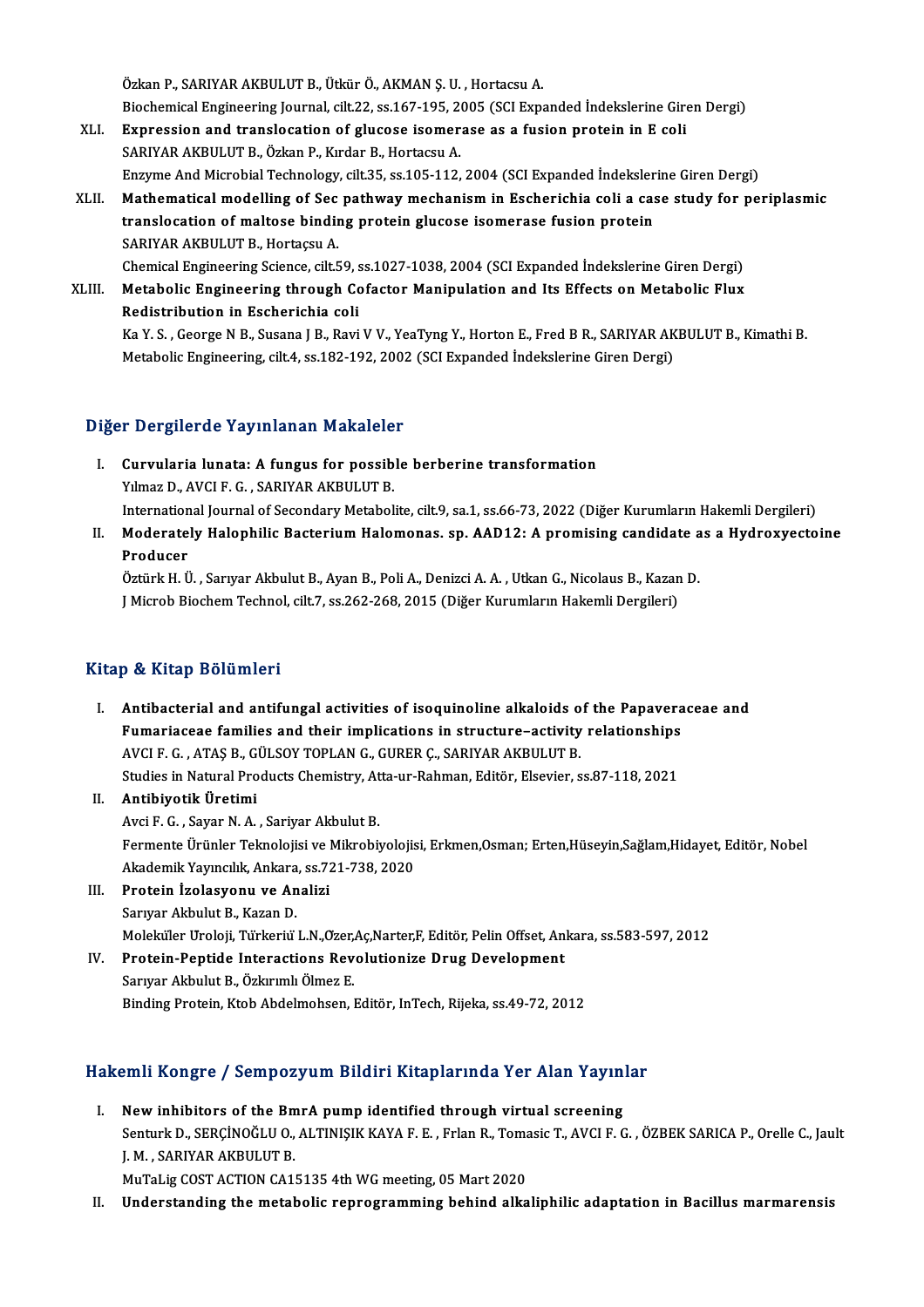Özkan P., SARIYAR AKBULUT B., Ütkür Ö., AKMAN Ş. U. , Hortacsu A.
Biochemical Engineering Journal, cilt.22, ss.167-195, 2005 (SCI Expanded İndekslerine Giren Dergi)

XLI. **Expression and translocation of glucose isomerase as a fusion protein in E coli**
SARIYAR AKBULUT B., Özkan P., Kırdar B., Hortacsu A.
Enzyme And Microbial Technology, cilt.35, ss.105-112, 2004 (SCI Expanded İndekslerine Giren Dergi)

XLII. **Mathematical modelling of Sec pathway mechanism in Escherichia coli a case study for periplasmic translocation of maltose binding protein glucose isomerase fusion protein**
SARIYAR AKBULUT B., Hortaçsu A.
Chemical Engineering Science, cilt.59, ss.1027-1038, 2004 (SCI Expanded İndekslerine Giren Dergi)

XLIII. **Metabolic Engineering through Cofactor Manipulation and Its Effects on Metabolic Flux Redistribution in Escherichia coli**
Ka Y. S. , George N B., Susana J B., Ravi V V., YeaTyng Y., Horton E., Fred B R., SARIYAR AKBULUT B., Kimathi B.
Metabolic Engineering, cilt.4, ss.182-192, 2002 (SCI Expanded İndekslerine Giren Dergi)

## Diğer Dergilerde Yayınlanan Makaleler

I. **Curvularia lunata: A fungus for possible berberine transformation**
Yılmaz D., AVCI F. G. , SARIYAR AKBULUT B.
International Journal of Secondary Metabolite, cilt.9, sa.1, ss.66-73, 2022 (Diğer Kurumların Hakemli Dergileri)

II. **Moderately Halophilic Bacterium Halomonas. sp. AAD12: A promising candidate as a Hydroxyectoine Producer**
Öztürk H. Ü. , Sarıyar Akbulut B., Ayan B., Poli A., Denizci A. A. , Utkan G., Nicolaus B., Kazan D.
J Microb Biochem Technol, cilt.7, ss.262-268, 2015 (Diğer Kurumların Hakemli Dergileri)

## Kitap & Kitap Bölümleri

I. **Antibacterial and antifungal activities of isoquinoline alkaloids of the Papaveraceae and Fumariaceae families and their implications in structure–activity relationships**
AVCI F. G. , ATAŞ B., GÜLSOY TOPLAN G., GURER Ç., SARIYAR AKBULUT B.
Studies in Natural Products Chemistry, Atta-ur-Rahman, Editör, Elsevier, ss.87-118, 2021

II. **Antibiyotik Üretimi**
Avci F. G. , Sayar N. A. , Sariyar Akbulut B.
Fermente Ürünler Teknolojisi ve Mikrobiyolojisi, Erkmen,Osman; Erten,Hüseyin,Sağlam,Hidayet, Editör, Nobel Akademik Yayıncılık, Ankara, ss.721-738, 2020

III. **Protein İzolasyonu ve Analizi**
Sarıyar Akbulut B., Kazan D.
Moleküler Üroloji, Türkeriü L.N.,Özer,Aç,Narter,F, Editör, Pelin Offset, Ankara, ss.583-597, 2012

IV. **Protein-Peptide Interactions Revolutionize Drug Development**
Sarıyar Akbulut B., Özkırımlı Ölmez E.
Binding Protein, Ktob Abdelmohsen, Editör, InTech, Rijeka, ss.49-72, 2012

## Hakemli Kongre / Sempozyum Bildiri Kitaplarında Yer Alan Yayınlar

I. **New inhibitors of the BmrA pump identified through virtual screening**
Senturk D., SERÇİNOĞLU O., ALTINIŞIK KAYA F. E. , Frlan R., Tomasic T., AVCI F. G. , ÖZBEK SARICA P., Orelle C., Jault J. M. , SARIYAR AKBULUT B.
MuTaLig COST ACTION CA15135 4th WG meeting, 05 Mart 2020

II. **Understanding the metabolic reprogramming behind alkaliphilic adaptation in Bacillus marmarensis**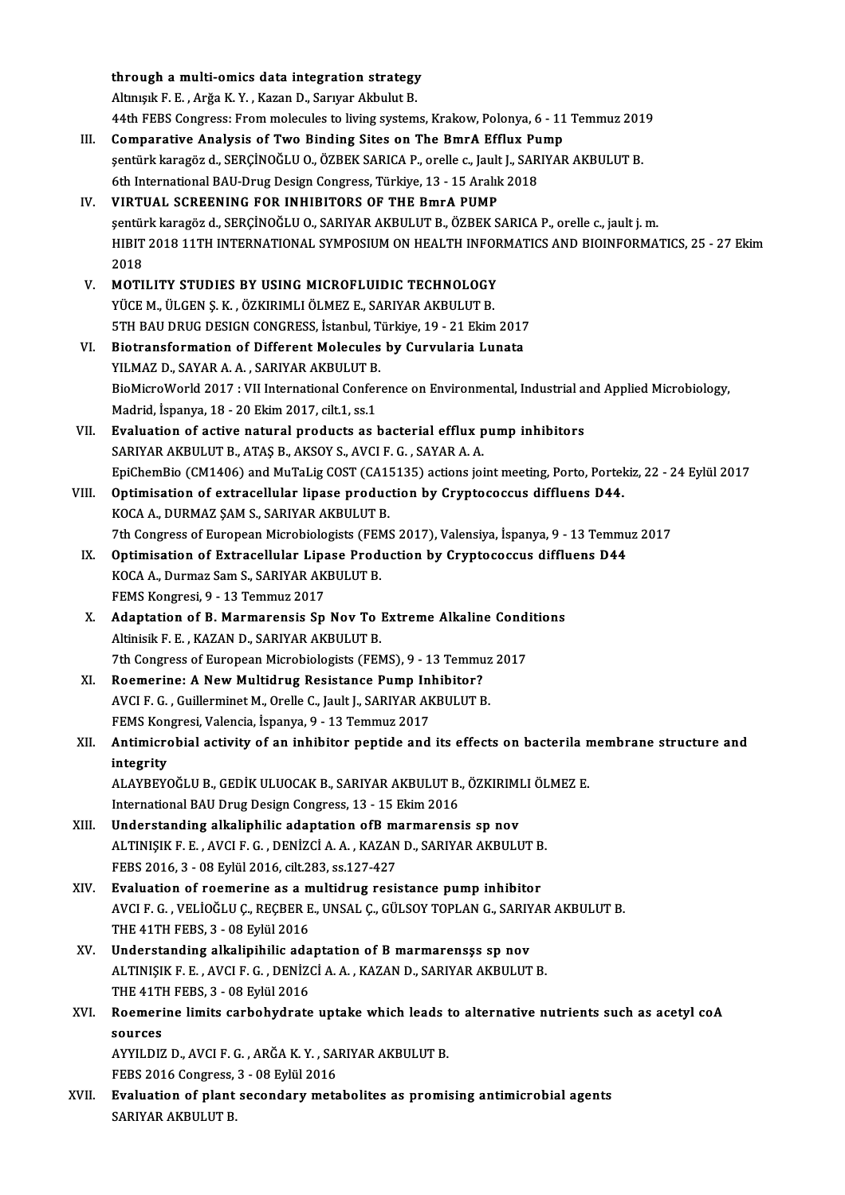through a multi-omics data integration strategy
Altınışık F. E. , Arğa K. Y. , Kazan D., Sarıyar Akbulut B.
44th FEBS Congress: From molecules to living systems, Krakow, Polonya, 6 - 11 Temmuz 2019

III. **Comparative Analysis of Two Binding Sites on The BmrA Efflux Pump**
şentürk karagöz d., SERÇİNOĞLU O., ÖZBEK SARICA P., orelle c., Jault J., SARIYAR AKBULUT B.
6th International BAU-Drug Design Congress, Türkiye, 13 - 15 Aralık 2018

IV. **VIRTUAL SCREENING FOR INHIBITORS OF THE BmrA PUMP**
şentürk karagöz d., SERÇİNOĞLU O., SARIYAR AKBULUT B., ÖZBEK SARICA P., orelle c., jault j. m.
HIBIT 2018 11TH INTERNATIONAL SYMPOSIUM ON HEALTH INFORMATICS AND BIOINFORMATICS, 25 - 27 Ekim 2018

V. **MOTILITY STUDIES BY USING MICROFLUIDIC TECHNOLOGY**
YÜCE M., ÜLGEN Ş. K. , ÖZKIRIMLI ÖLMEZ E., SARIYAR AKBULUT B.
5TH BAU DRUG DESIGN CONGRESS, İstanbul, Türkiye, 19 - 21 Ekim 2017

VI. **Biotransformation of Different Molecules by Curvularia Lunata**
YILMAZ D., SAYAR A. A. , SARIYAR AKBULUT B.
BioMicroWorld 2017 : VII International Conference on Environmental, Industrial and Applied Microbiology, Madrid, İspanya, 18 - 20 Ekim 2017, cilt.1, ss.1

VII. **Evaluation of active natural products as bacterial efflux pump inhibitors**
SARIYAR AKBULUT B., ATAŞ B., AKSOY S., AVCI F. G. , SAYAR A. A.
EpiChemBio (CM1406) and MuTaLig COST (CA15135) actions joint meeting, Porto, Portekiz, 22 - 24 Eylül 2017

VIII. **Optimisation of extracellular lipase production by Cryptococcus diffluens D44.**
KOCA A., DURMAZ ŞAM S., SARIYAR AKBULUT B.
7th Congress of European Microbiologists (FEMS 2017), Valensiya, İspanya, 9 - 13 Temmuz 2017

IX. **Optimisation of Extracellular Lipase Production by Cryptococcus diffluens D44**
KOCA A., Durmaz Sam S., SARIYAR AKBULUT B.
FEMS Kongresi, 9 - 13 Temmuz 2017

X. **Adaptation of B. Marmarensis Sp Nov To Extreme Alkaline Conditions**
Altinisik F. E. , KAZAN D., SARIYAR AKBULUT B.
7th Congress of European Microbiologists (FEMS), 9 - 13 Temmuz 2017

XI. **Roemerine: A New Multidrug Resistance Pump Inhibitor?**
AVCI F. G. , Guillerminet M., Orelle C., Jault J., SARIYAR AKBULUT B.
FEMS Kongresi, Valencia, İspanya, 9 - 13 Temmuz 2017

XII. **Antimicrobial activity of an inhibitor peptide and its effects on bacterila membrane structure and integrity**
ALAYBEYOĞLU B., GEDİK ULUOCAK B., SARIYAR AKBULUT B., ÖZKIRIMLI ÖLMEZ E.
International BAU Drug Design Congress, 13 - 15 Ekim 2016

XIII. **Understanding alkaliphilic adaptation ofB marmarensis sp nov**
ALTINIŞIK F. E. , AVCI F. G. , DENİZCİ A. A. , KAZAN D., SARIYAR AKBULUT B.
FEBS 2016, 3 - 08 Eylül 2016, cilt.283, ss.127-427

XIV. **Evaluation of roemerine as a multidrug resistance pump inhibitor**
AVCI F. G. , VELİOĞLU Ç., REÇBER E., UNSAL Ç., GÜLSOY TOPLAN G., SARIYAR AKBULUT B.
THE 41TH FEBS, 3 - 08 Eylül 2016

XV. **Understanding alkalipihilic adaptation of B marmarensşs sp nov**
ALTINIŞIK F. E. , AVCI F. G. , DENİZCİ A. A. , KAZAN D., SARIYAR AKBULUT B.
THE 41TH FEBS, 3 - 08 Eylül 2016

XVI. **Roemerine limits carbohydrate uptake which leads to alternative nutrients such as acetyl coA sources**
AYYILDIZ D., AVCI F. G. , ARĞA K. Y. , SARIYAR AKBULUT B.
FEBS 2016 Congress, 3 - 08 Eylül 2016

XVII. **Evaluation of plant secondary metabolites as promising antimicrobial agents**
SARIYAR AKBULUT B.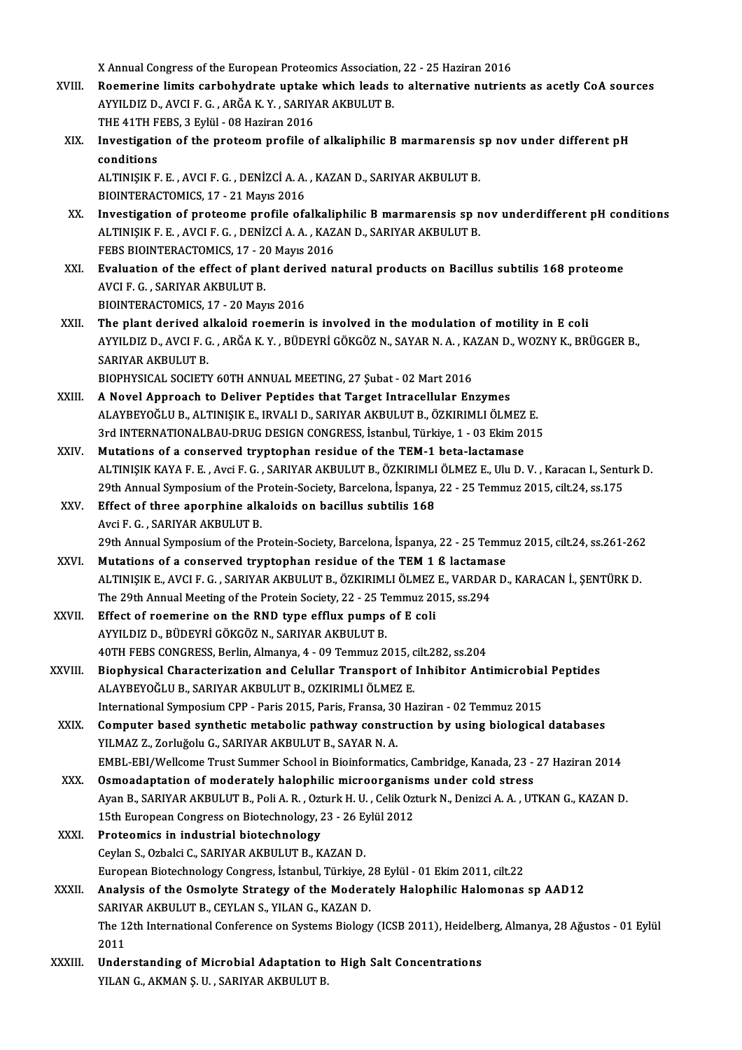X Annual Congress of the European Proteomics Association, 22 - 25 Haziran 2016

XVIII. **Roemerine limits carbohydrate uptake which leads to alternative nutrients as acetly CoA sources**
AYYILDIZ D., AVCI F. G. , ARĞA K. Y. , SARIYAR AKBULUT B.
THE 41TH FEBS, 3 Eylül - 08 Haziran 2016

XIX. **Investigation of the proteom profile of alkaliphilic B marmarensis sp nov under different pH conditions**
ALTINIŞIK F. E. , AVCI F. G. , DENİZCİ A. A. , KAZAN D., SARIYAR AKBULUT B.
BIOINTERACTOMICS, 17 - 21 Mayıs 2016

XX. **Investigation of proteome profile ofalkaliphilic B marmarensis sp nov underdifferent pH conditions**
ALTINIŞIK F. E. , AVCI F. G. , DENİZCİ A. A. , KAZAN D., SARIYAR AKBULUT B.
FEBS BIOINTERACTOMICS, 17 - 20 Mayıs 2016

XXI. **Evaluation of the effect of plant derived natural products on Bacillus subtilis 168 proteome**
AVCI F. G. , SARIYAR AKBULUT B.
BIOINTERACTOMICS, 17 - 20 Mayıs 2016

XXII. **The plant derived alkaloid roemerin is involved in the modulation of motility in E coli**
AYYILDIZ D., AVCI F. G. , ARĞA K. Y. , BÜDEYRİ GÖKGÖZ N., SAYAR N. A. , KAZAN D., WOZNY K., BRÜGGER B., SARIYAR AKBULUT B.
BIOPHYSICAL SOCIETY 60TH ANNUAL MEETING, 27 Şubat - 02 Mart 2016

XXIII. **A Novel Approach to Deliver Peptides that Target Intracellular Enzymes**
ALAYBEYOĞLU B., ALTINIŞIK E., IRVALI D., SARIYAR AKBULUT B., ÖZKIRIMLI ÖLMEZ E.
3rd INTERNATIONALBAU-DRUG DESIGN CONGRESS, İstanbul, Türkiye, 1 - 03 Ekim 2015

XXIV. **Mutations of a conserved tryptophan residue of the TEM-1 beta-lactamase**
ALTINIŞIK KAYA F. E. , Avci F. G. , SARIYAR AKBULUT B., ÖZKIRIMLI ÖLMEZ E., Ulu D. V. , Karacan I., Senturk D.
29th Annual Symposium of the Protein-Society, Barcelona, İspanya, 22 - 25 Temmuz 2015, cilt.24, ss.175

XXV. **Effect of three aporphine alkaloids on bacillus subtilis 168**
Avci F. G. , SARIYAR AKBULUT B.
29th Annual Symposium of the Protein-Society, Barcelona, İspanya, 22 - 25 Temmuz 2015, cilt.24, ss.261-262

XXVI. **Mutations of a conserved tryptophan residue of the TEM 1 ß lactamase**
ALTINIŞIK E., AVCI F. G. , SARIYAR AKBULUT B., ÖZKIRIMLI ÖLMEZ E., VARDAR D., KARACAN İ., ŞENTÜRK D.
The 29th Annual Meeting of the Protein Society, 22 - 25 Temmuz 2015, ss.294

XXVII. **Effect of roemerine on the RND type efflux pumps of E coli**
AYYILDIZ D., BÜDEYRİ GÖKGÖZ N., SARIYAR AKBULUT B.
40TH FEBS CONGRESS, Berlin, Almanya, 4 - 09 Temmuz 2015, cilt.282, ss.204

XXVIII. **Biophysical Characterization and Celullar Transport of Inhibitor Antimicrobial Peptides**
ALAYBEYOĞLU B., SARIYAR AKBULUT B., OZKIRIMLI ÖLMEZ E.
International Symposium CPP - Paris 2015, Paris, Fransa, 30 Haziran - 02 Temmuz 2015

XXIX. **Computer based synthetic metabolic pathway construction by using biological databases**
YILMAZ Z., Zorluğolu G., SARIYAR AKBULUT B., SAYAR N. A.
EMBL-EBI/Wellcome Trust Summer School in Bioinformatics, Cambridge, Kanada, 23 - 27 Haziran 2014

XXX. **Osmoadaptation of moderately halophilic microorganisms under cold stress**
Ayan B., SARIYAR AKBULUT B., Poli A. R. , Ozturk H. U. , Celik Ozturk N., Denizci A. A. , UTKAN G., KAZAN D.
15th European Congress on Biotechnology, 23 - 26 Eylül 2012

XXXI. **Proteomics in industrial biotechnology**
Ceylan S., Ozbalci C., SARIYAR AKBULUT B., KAZAN D.
European Biotechnology Congress, İstanbul, Türkiye, 28 Eylül - 01 Ekim 2011, cilt.22

XXXII. **Analysis of the Osmolyte Strategy of the Moderately Halophilic Halomonas sp AAD12**
SARIYAR AKBULUT B., CEYLAN S., YILAN G., KAZAN D.
The 12th International Conference on Systems Biology (ICSB 2011), Heidelberg, Almanya, 28 Ağustos - 01 Eylül 2011

XXXIII. **Understanding of Microbial Adaptation to High Salt Concentrations**
YILAN G., AKMAN Ş. U. , SARIYAR AKBULUT B.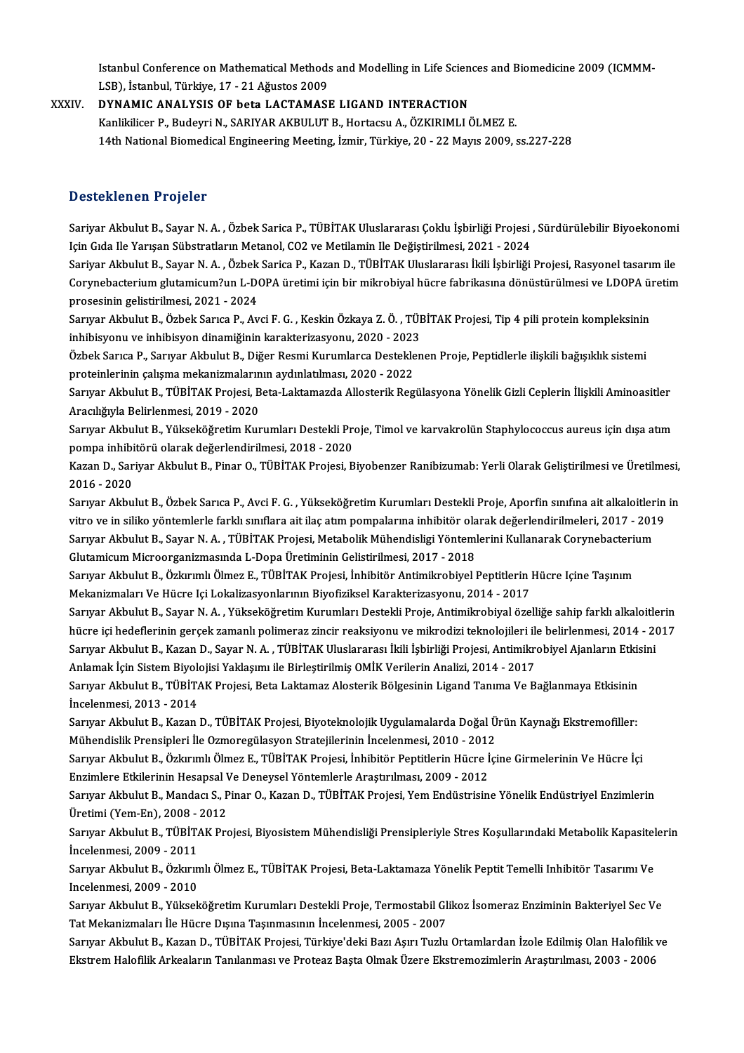Istanbul Conference on Mathematical Methods and Modelling in Life Sciences and Biomedicine 2009 (ICMMM-LSB), İstanbul, Türkiye, 17 - 21 Ağustos 2009

XXXIV. **DYNAMIC ANALYSIS OF beta LACTAMASE LIGAND INTERACTION**
Kanlikilicer P., Budeyri N., SARIYAR AKBULUT B., Hortacsu A., ÖZKIRIMLI ÖLMEZ E.
14th National Biomedical Engineering Meeting, İzmir, Türkiye, 20 - 22 Mayıs 2009, ss.227-228

## Desteklenen Projeler

Sariyar Akbulut B., Sayar N. A. , Özbek Sarica P., TÜBİTAK Uluslararası Çoklu İşbirliği Projesi , Sürdürülebilir Biyoekonomi Için Gıda Ile Yarışan Sübstratların Metanol, CO2 ve Metilamin Ile Değiştirilmesi, 2021 - 2024

Sariyar Akbulut B., Sayar N. A. , Özbek Sarica P., Kazan D., TÜBİTAK Uluslararası İkili İşbirliği Projesi, Rasyonel tasarım ile Corynebacterium glutamicum?un L-DOPA üretimi için bir mikrobiyal hücre fabrikasına dönüştürülmesi ve LDOPA üretim prosesinin gelistirilmesi, 2021 - 2024

Sarıyar Akbulut B., Özbek Sarıca P., Avci F. G. , Keskin Özkaya Z. Ö. , TÜBİTAK Projesi, Tip 4 pili protein kompleksinin inhibisyonu ve inhibisyon dinamiğinin karakterizasyonu, 2020 - 2023

Özbek Sarıca P., Sarıyar Akbulut B., Diğer Resmi Kurumlarca Desteklenen Proje, Peptidlerle ilişkili bağışıklık sistemi proteinlerinin çalışma mekanizmalarının aydınlatılması, 2020 - 2022

Sarıyar Akbulut B., TÜBİTAK Projesi, Beta-Laktamazda Allosterik Regülasyona Yönelik Gizli Ceplerin İlişkili Aminoasitler Aracılığıyla Belirlenmesi, 2019 - 2020

Sarıyar Akbulut B., Yükseköğretim Kurumları Destekli Proje, Timol ve karvakrolün Staphylococcus aureus için dışa atım pompa inhibitörü olarak değerlendirilmesi, 2018 - 2020

Kazan D., Sariyar Akbulut B., Pinar O., TÜBİTAK Projesi, Biyobenzer Ranibizumab: Yerli Olarak Geliştirilmesi ve Üretilmesi, 2016 - 2020

Sarıyar Akbulut B., Özbek Sarıca P., Avci F. G. , Yükseköğretim Kurumları Destekli Proje, Aporfin sınıfına ait alkaloitlerin in vitro ve in siliko yöntemlerle farklı sınıflara ait ilaç atım pompalarına inhibitör olarak değerlendirilmeleri, 2017 - 2019

Sarıyar Akbulut B., Sayar N. A. , TÜBİTAK Projesi, Metabolik Mühendisligi Yöntemlerini Kullanarak Corynebacterium Glutamicum Microorganizmasında L-Dopa Üretiminin Gelistirilmesi, 2017 - 2018

Sarıyar Akbulut B., Özkırımlı Ölmez E., TÜBİTAK Projesi, İnhibitör Antimikrobiyel Peptitlerin Hücre Içine Taşınım Mekanizmaları Ve Hücre Içi Lokalizasyonlarının Biyofiziksel Karakterizasyonu, 2014 - 2017

Sarıyar Akbulut B., Sayar N. A. , Yükseköğretim Kurumları Destekli Proje, Antimikrobiyal özelliğe sahip farklı alkaloitlerin hücre içi hedeflerinin gerçek zamanlı polimeraz zincir reaksiyonu ve mikrodizi teknolojileri ile belirlenmesi, 2014 - 2017

Sarıyar Akbulut B., Kazan D., Sayar N. A. , TÜBİTAK Uluslararası İkili İşbirliği Projesi, Antimikrobiyel Ajanların Etkisini Anlamak İçin Sistem Biyolojisi Yaklaşımı ile Birleştirilmiş OMİK Verilerin Analizi, 2014 - 2017

Sarıyar Akbulut B., TÜBİTAK Projesi, Beta Laktamaz Alosterik Bölgesinin Ligand Tanıma Ve Bağlanmaya Etkisinin İncelenmesi, 2013 - 2014

Sarıyar Akbulut B., Kazan D., TÜBİTAK Projesi, Biyoteknolojik Uygulamalarda Doğal Ürün Kaynağı Ekstremofiller: Mühendislik Prensipleri İle Ozmoregülasyon Stratejilerinin İncelenmesi, 2010 - 2012

Sarıyar Akbulut B., Özkırımlı Ölmez E., TÜBİTAK Projesi, İnhibitör Peptitlerin Hücre İçine Girmelerinin Ve Hücre İçi Enzimlere Etkilerinin Hesapsal Ve Deneysel Yöntemlerle Araştırılması, 2009 - 2012

Sarıyar Akbulut B., Mandacı S., Pinar O., Kazan D., TÜBİTAK Projesi, Yem Endüstrisine Yönelik Endüstriyel Enzimlerin Üretimi (Yem-En), 2008 - 2012

Sarıyar Akbulut B., TÜBİTAK Projesi, Biyosistem Mühendisliği Prensipleriyle Stres Koşullarındaki Metabolik Kapasitelerin İncelenmesi, 2009 - 2011

Sarıyar Akbulut B., Özkırımlı Ölmez E., TÜBİTAK Projesi, Beta-Laktamaza Yönelik Peptit Temelli Inhibitör Tasarımı Ve Incelenmesi, 2009 - 2010

Sarıyar Akbulut B., Yükseköğretim Kurumları Destekli Proje, Termostabil Glikoz İsomeraz Enziminin Bakteriyel Sec Ve Tat Mekanizmaları İle Hücre Dışına Taşınmasının İncelenmesi, 2005 - 2007

Sarıyar Akbulut B., Kazan D., TÜBİTAK Projesi, Türkiye'deki Bazı Aşırı Tuzlu Ortamlardan İzole Edilmiş Olan Halofilik ve Ekstrem Halofilik Arkeaların Tanılanması ve Proteaz Başta Olmak Üzere Ekstremozimlerin Araştırılması, 2003 - 2006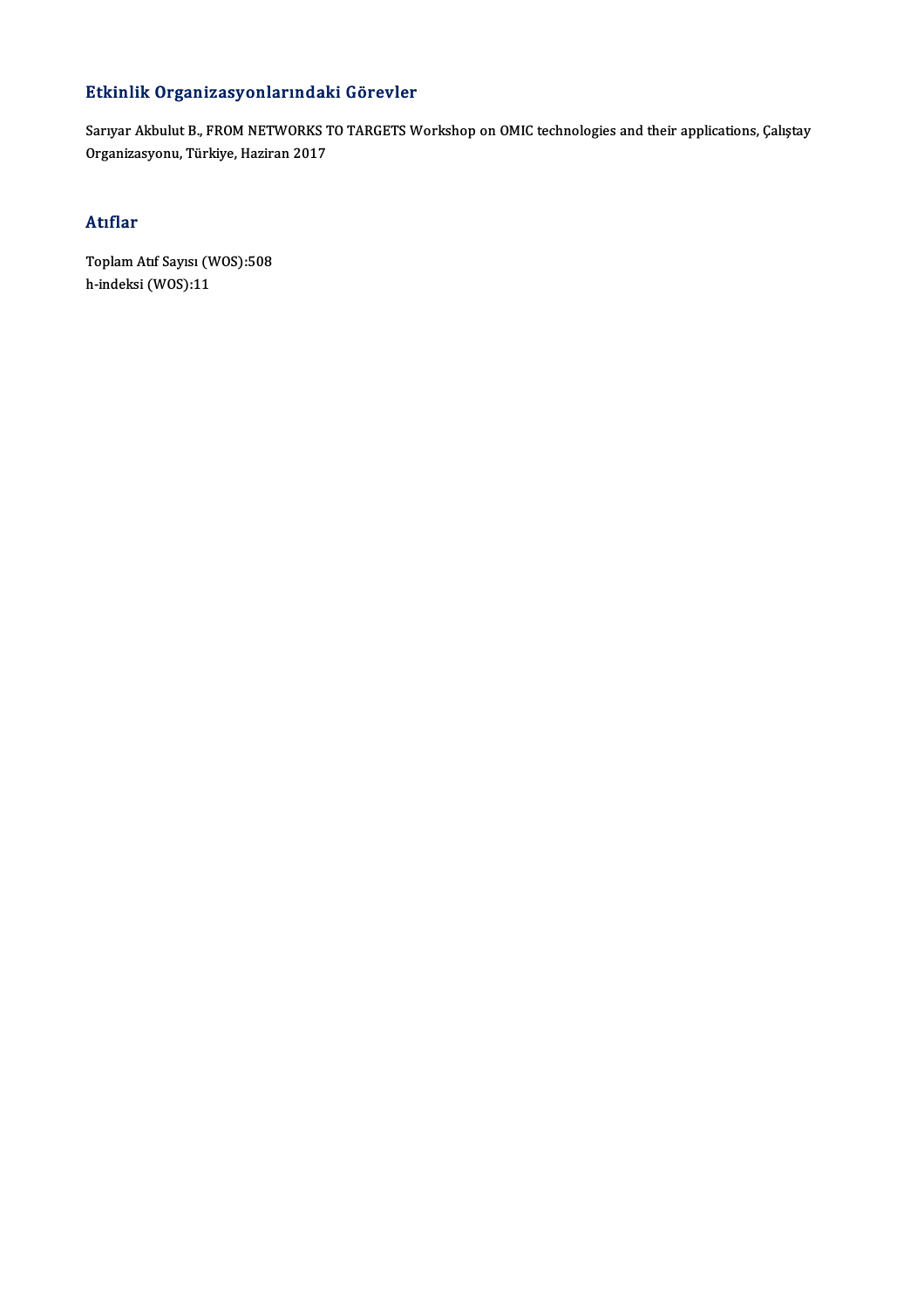## Etkinlik Organizasyonlarındaki Görevler

Sarıyar Akbulut B., FROM NETWORKS TO TARGETS Workshop on OMIC technologies and their applications, Çalıştay Organizasyonu, Türkiye, Haziran 2017

## Atıflar

Toplam Atıf Sayısı (WOS):508
h-indeksi (WOS):11